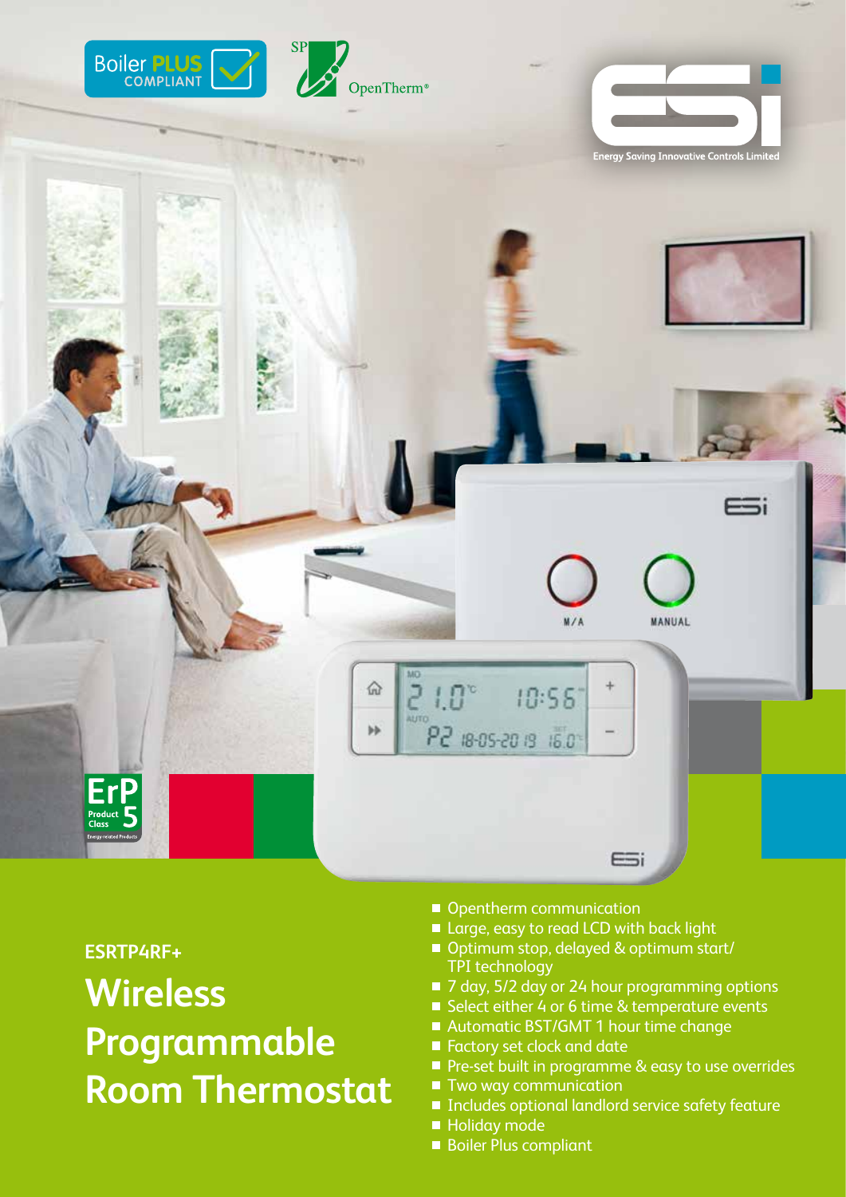Boiler PLUS COMPLIANT

OpenTherm®

Energy Saving Innovative Controls Limited

ESRTP4RF+

# Wireless Programmable Room Thermostat

- Opentherm communication
- Large, easy to read LCD with back light
- Optimum stop, delayed & optimum start/ TPI technology
- 7 day, 5/2 day or 24 hour programming options
- Select either 4 or 6 time & temperature events
- Automatic BST/GMT 1 hour time change
- Factory set clock and date
- Pre-set built in programme & easy to use overrides
- Two way communication
- Includes optional landlord service safety feature
- Holiday mode
- Boiler Plus compliant

ErP Product Class 5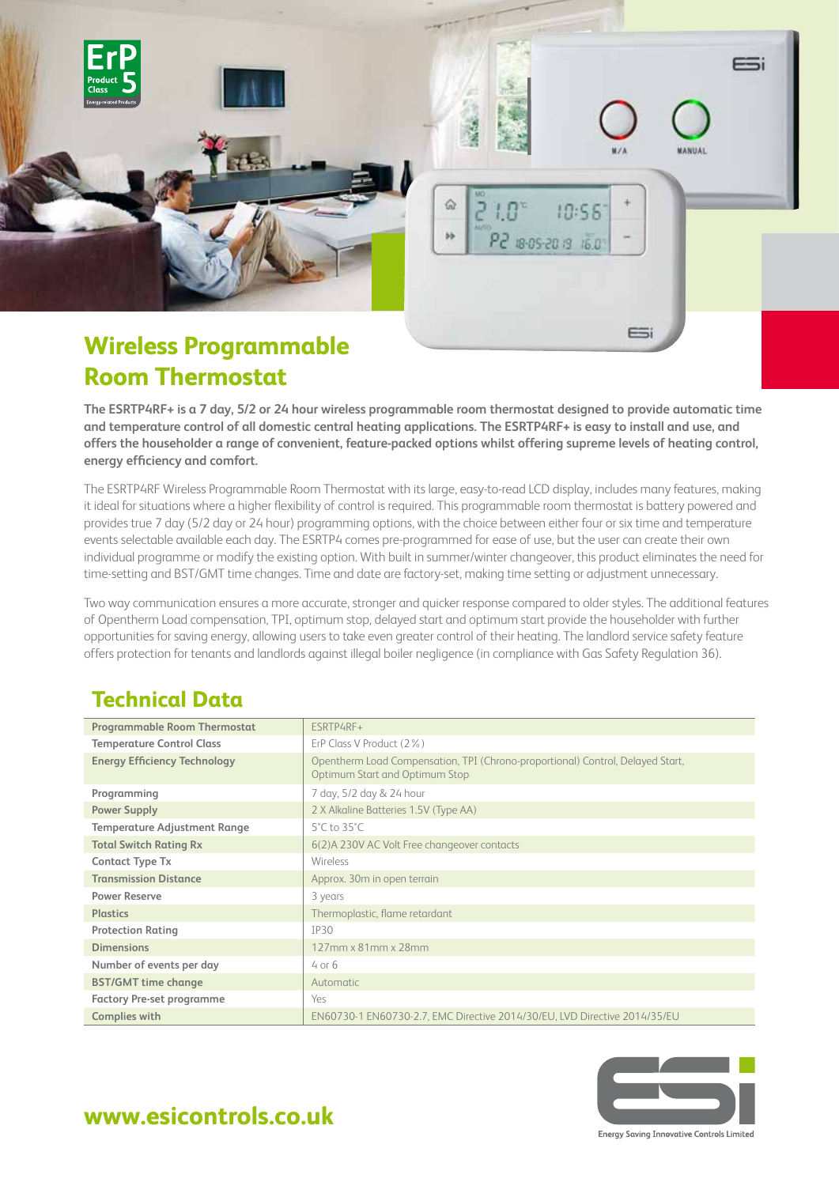# Wireless Programmable Room Thermostat

**The ESRTP4RF+ is a 7 day, 5/2 or 24 hour wireless programmable room thermostat designed to provide automatic time and temperature control of all domestic central heating applications. The ESRTP4RF+ is easy to install and use, and offers the householder a range of convenient, feature-packed options whilst offering supreme levels of heating control, energy efficiency and comfort.**

The ESRTP4RF Wireless Programmable Room Thermostat with its large, easy-to-read LCD display, includes many features, making it ideal for situations where a higher flexibility of control is required. This programmable room thermostat is battery powered and provides true 7 day (5/2 day or 24 hour) programming options, with the choice between either four or six time and temperature events selectable available each day. The ESRTP4 comes pre-programmed for ease of use, but the user can create their own individual programme or modify the existing option. With built in summer/winter changeover, this product eliminates the need for time-setting and BST/GMT time changes. Time and date are factory-set, making time setting or adjustment unnecessary.

Two way communication ensures a more accurate, stronger and quicker response compared to older styles. The additional features of Opentherm Load compensation, TPI, optimum stop, delayed start and optimum start provide the householder with further opportunities for saving energy, allowing users to take even greater control of their heating. The landlord service safety feature offers protection for tenants and landlords against illegal boiler negligence (in compliance with Gas Safety Regulation 36).

## Technical Data

| | |
|---|---|
| **Programmable Room Thermostat** | ESRTP4RF+ |
| **Temperature Control Class** | ErP Class V Product (2%) |
| **Energy Efficiency Technology** | Opentherm Load Compensation, TPI (Chrono-proportional) Control, Delayed Start, Optimum Start and Optimum Stop |
| **Programming** | 7 day, 5/2 day & 24 hour |
| **Power Supply** | 2 X Alkaline Batteries 1.5V (Type AA) |
| **Temperature Adjustment Range** | 5°C to 35°C |
| **Total Switch Rating Rx** | 6(2)A 230V AC Volt Free changeover contacts |
| **Contact Type Tx** | Wireless |
| **Transmission Distance** | Approx. 30m in open terrain |
| **Power Reserve** | 3 years |
| **Plastics** | Thermoplastic, flame retardant |
| **Protection Rating** | IP30 |
| **Dimensions** | 127mm x 81mm x 28mm |
| **Number of events per day** | 4 or 6 |
| **BST/GMT time change** | Automatic |
| **Factory Pre-set programme** | Yes |
| **Complies with** | EN60730-1 EN60730-2.7, EMC Directive 2014/30/EU, LVD Directive 2014/35/EU |

**www.esicontrols.co.uk**

Energy Saving Innovative Controls Limited